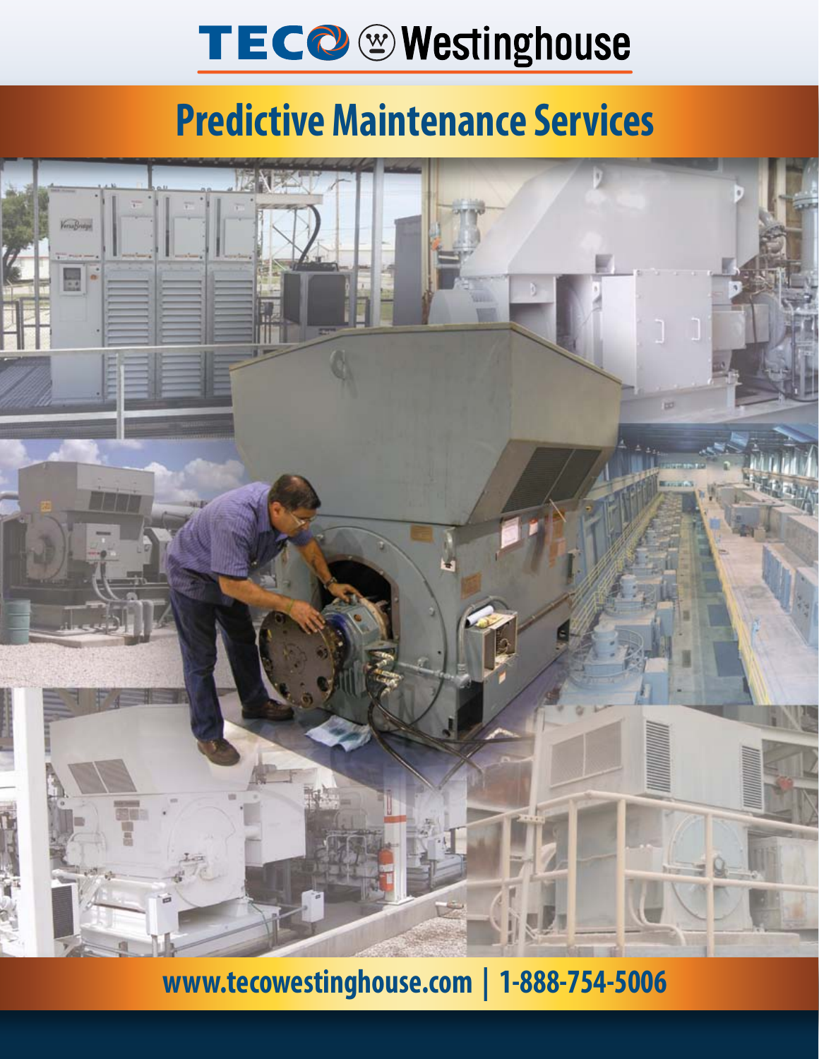TECO Westinghouse

# Predictive Maintenance Services

www.tecowestinghouse.com | 1-888-754-5006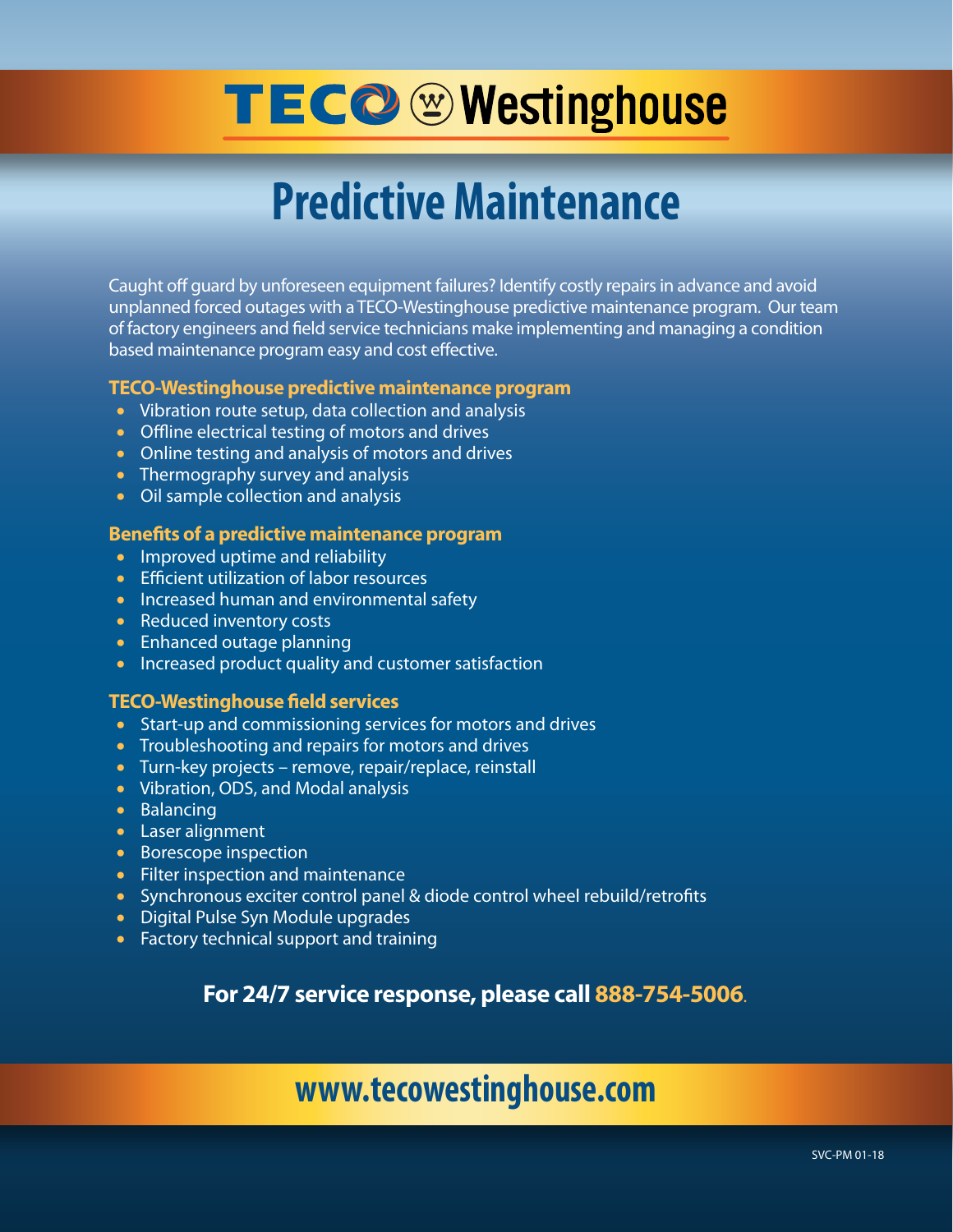# TECO Westinghouse

## Predictive Maintenance

Caught off guard by unforeseen equipment failures? Identify costly repairs in advance and avoid unplanned forced outages with a TECO-Westinghouse predictive maintenance program. Our team of factory engineers and field service technicians make implementing and managing a condition based maintenance program easy and cost effective.

### TECO-Westinghouse predictive maintenance program

- Vibration route setup, data collection and analysis
- Offline electrical testing of motors and drives
- Online testing and analysis of motors and drives
- Thermography survey and analysis
- Oil sample collection and analysis

### Benefits of a predictive maintenance program

- Improved uptime and reliability
- Efficient utilization of labor resources
- Increased human and environmental safety
- Reduced inventory costs
- Enhanced outage planning
- Increased product quality and customer satisfaction

### TECO-Westinghouse field services

- Start-up and commissioning services for motors and drives
- Troubleshooting and repairs for motors and drives
- Turn-key projects – remove, repair/replace, reinstall
- Vibration, ODS, and Modal analysis
- Balancing
- Laser alignment
- Borescope inspection
- Filter inspection and maintenance
- Synchronous exciter control panel & diode control wheel rebuild/retrofits
- Digital Pulse Syn Module upgrades
- Factory technical support and training

**For 24/7 service response, please call 888-754-5006.**

**www.tecowestinghouse.com**

SVC-PM 01-18